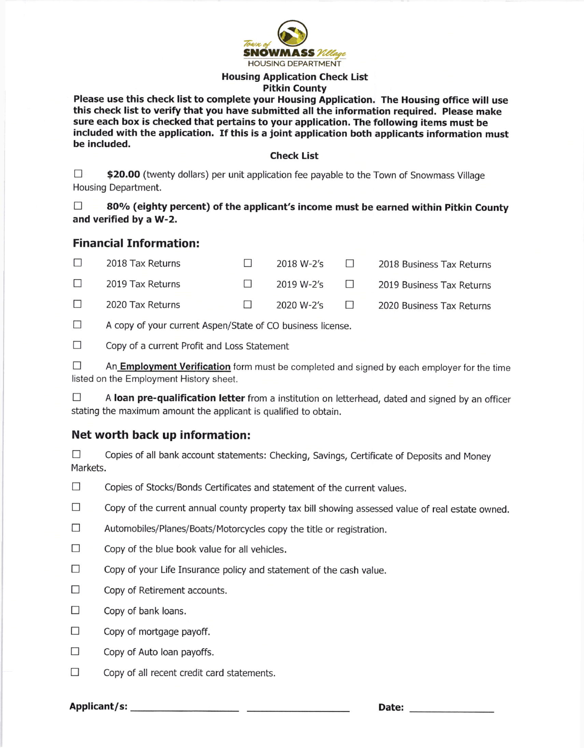Town of **SNOWMASS** Village
HOUSING DEPARTMENT

**Housing Application Check List**
**Pitkin County**

**Please use this check list to complete your Housing Application. The Housing office will use this check list to verify that you have submitted all the information required. Please make sure each box is checked that pertains to your application. The following items must be included with the application. If this is a joint application both applicants information must be included.**

**Check List**

☐ **$20.00** (twenty dollars) per unit application fee payable to the Town of Snowmass Village Housing Department.

☐ **80% (eighty percent) of the applicant's income must be earned within Pitkin County and verified by a W-2.**

## Financial Information:

| | | |
|---|---|---|
| ☐ 2018 Tax Returns | ☐ 2018 W-2's | ☐ 2018 Business Tax Returns |
| ☐ 2019 Tax Returns | ☐ 2019 W-2's | ☐ 2019 Business Tax Returns |
| ☐ 2020 Tax Returns | ☐ 2020 W-2's | ☐ 2020 Business Tax Returns |

☐ A copy of your current Aspen/State of CO business license.

☐ Copy of a current Profit and Loss Statement

☐ An **Employment Verification** form must be completed and signed by each employer for the time listed on the Employment History sheet.

☐ A **loan pre-qualification letter** from a institution on letterhead, dated and signed by an officer stating the maximum amount the applicant is qualified to obtain.

## Net worth back up information:

☐ Copies of all bank account statements: Checking, Savings, Certificate of Deposits and Money Markets.

☐ Copies of Stocks/Bonds Certificates and statement of the current values.

☐ Copy of the current annual county property tax bill showing assessed value of real estate owned.

☐ Automobiles/Planes/Boats/Motorcycles copy the title or registration.

☐ Copy of the blue book value for all vehicles.

☐ Copy of your Life Insurance policy and statement of the cash value.

☐ Copy of Retirement accounts.

☐ Copy of bank loans.

☐ Copy of mortgage payoff.

☐ Copy of Auto loan payoffs.

☐ Copy of all recent credit card statements.

**Applicant/s:** ____________________ ____________________ **Date:** ________________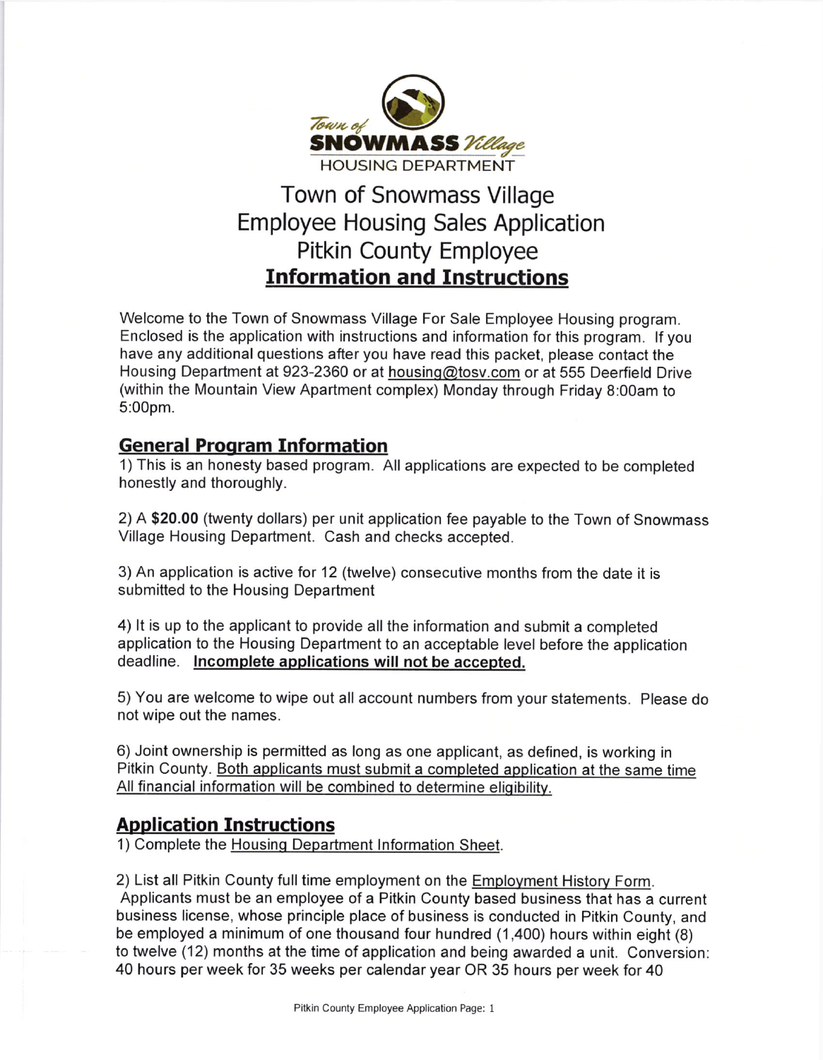Town of SNOWMASS Village
HOUSING DEPARTMENT

# Town of Snowmass Village Employee Housing Sales Application Pitkin County Employee

## Information and Instructions

Welcome to the Town of Snowmass Village For Sale Employee Housing program. Enclosed is the application with instructions and information for this program. If you have any additional questions after you have read this packet, please contact the Housing Department at 923-2360 or at housing@tosv.com or at 555 Deerfield Drive (within the Mountain View Apartment complex) Monday through Friday 8:00am to 5:00pm.

## General Program Information

1) This is an honesty based program. All applications are expected to be completed honestly and thoroughly.

2) A **$20.00** (twenty dollars) per unit application fee payable to the Town of Snowmass Village Housing Department. Cash and checks accepted.

3) An application is active for 12 (twelve) consecutive months from the date it is submitted to the Housing Department

4) It is up to the applicant to provide all the information and submit a completed application to the Housing Department to an acceptable level before the application deadline. **Incomplete applications will not be accepted.**

5) You are welcome to wipe out all account numbers from your statements. Please do not wipe out the names.

6) Joint ownership is permitted as long as one applicant, as defined, is working in Pitkin County. Both applicants must submit a completed application at the same time All financial information will be combined to determine eligibility.

## Application Instructions

1) Complete the Housing Department Information Sheet.

2) List all Pitkin County full time employment on the Employment History Form. Applicants must be an employee of a Pitkin County based business that has a current business license, whose principle place of business is conducted in Pitkin County, and be employed a minimum of one thousand four hundred (1,400) hours within eight (8) to twelve (12) months at the time of application and being awarded a unit. Conversion: 40 hours per week for 35 weeks per calendar year OR 35 hours per week for 40